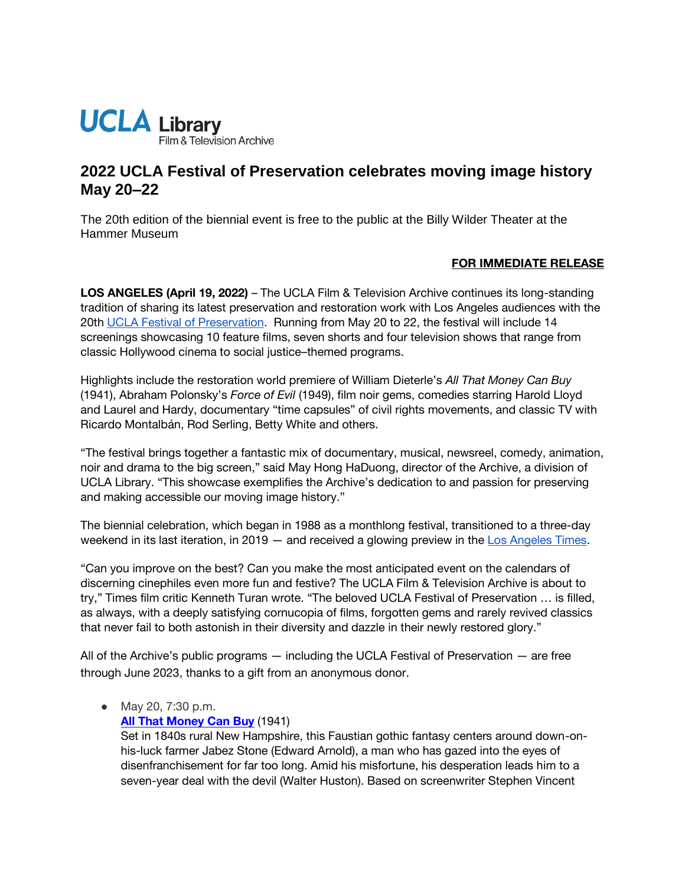**UCLA Library**
Film & Television Archive

# 2022 UCLA Festival of Preservation celebrates moving image history May 20–22

The 20th edition of the biennial event is free to the public at the Billy Wilder Theater at the Hammer Museum

**FOR IMMEDIATE RELEASE**

**LOS ANGELES (April 19, 2022)** – The UCLA Film & Television Archive continues its long-standing tradition of sharing its latest preservation and restoration work with Los Angeles audiences with the 20th UCLA Festival of Preservation. Running from May 20 to 22, the festival will include 14 screenings showcasing 10 feature films, seven shorts and four television shows that range from classic Hollywood cinema to social justice–themed programs.

Highlights include the restoration world premiere of William Dieterle's *All That Money Can Buy* (1941), Abraham Polonsky's *Force of Evil* (1949), film noir gems, comedies starring Harold Lloyd and Laurel and Hardy, documentary "time capsules" of civil rights movements, and classic TV with Ricardo Montalbán, Rod Serling, Betty White and others.

"The festival brings together a fantastic mix of documentary, musical, newsreel, comedy, animation, noir and drama to the big screen," said May Hong HaDuong, director of the Archive, a division of UCLA Library. "This showcase exemplifies the Archive's dedication to and passion for preserving and making accessible our moving image history."

The biennial celebration, which began in 1988 as a monthlong festival, transitioned to a three-day weekend in its last iteration, in 2019 — and received a glowing preview in the Los Angeles Times.

"Can you improve on the best? Can you make the most anticipated event on the calendars of discerning cinephiles even more fun and festive? The UCLA Film & Television Archive is about to try," Times film critic Kenneth Turan wrote. "The beloved UCLA Festival of Preservation … is filled, as always, with a deeply satisfying cornucopia of films, forgotten gems and rarely revived classics that never fail to both astonish in their diversity and dazzle in their newly restored glory."

All of the Archive's public programs — including the UCLA Festival of Preservation — are free through June 2023, thanks to a gift from an anonymous donor.

- May 20, 7:30 p.m.
  **All That Money Can Buy** (1941)
  Set in 1840s rural New Hampshire, this Faustian gothic fantasy centers around down-on-his-luck farmer Jabez Stone (Edward Arnold), a man who has gazed into the eyes of disenfranchisement for far too long. Amid his misfortune, his desperation leads him to a seven-year deal with the devil (Walter Huston). Based on screenwriter Stephen Vincent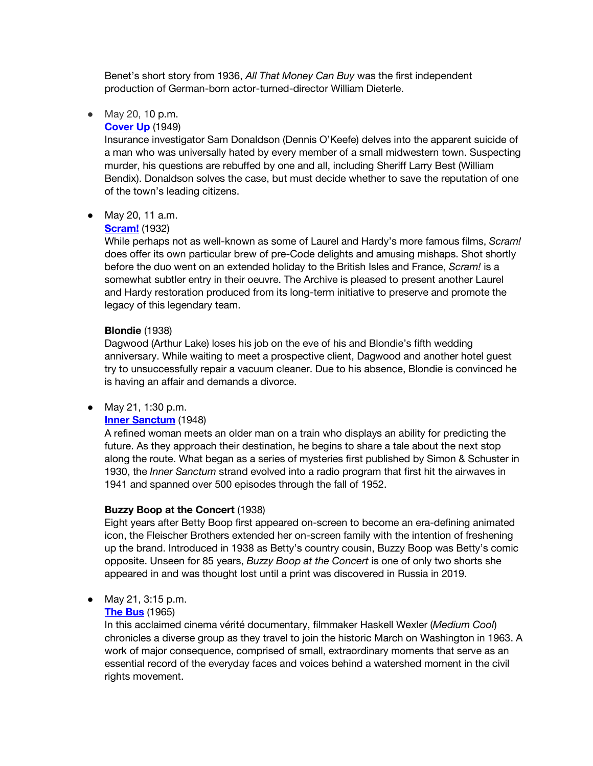Benet's short story from 1936, *All That Money Can Buy* was the first independent production of German-born actor-turned-director William Dieterle.

- May 20, 10 p.m.
  **Cover Up** (1949)
  Insurance investigator Sam Donaldson (Dennis O'Keefe) delves into the apparent suicide of a man who was universally hated by every member of a small midwestern town. Suspecting murder, his questions are rebuffed by one and all, including Sheriff Larry Best (William Bendix). Donaldson solves the case, but must decide whether to save the reputation of one of the town's leading citizens.

- May 20, 11 a.m.
  **Scram!** (1932)
  While perhaps not as well-known as some of Laurel and Hardy's more famous films, *Scram!* does offer its own particular brew of pre-Code delights and amusing mishaps. Shot shortly before the duo went on an extended holiday to the British Isles and France, *Scram!* is a somewhat subtler entry in their oeuvre. The Archive is pleased to present another Laurel and Hardy restoration produced from its long-term initiative to preserve and promote the legacy of this legendary team.

  **Blondie** (1938)
  Dagwood (Arthur Lake) loses his job on the eve of his and Blondie's fifth wedding anniversary. While waiting to meet a prospective client, Dagwood and another hotel guest try to unsuccessfully repair a vacuum cleaner. Due to his absence, Blondie is convinced he is having an affair and demands a divorce.

- May 21, 1:30 p.m.
  **Inner Sanctum** (1948)
  A refined woman meets an older man on a train who displays an ability for predicting the future. As they approach their destination, he begins to share a tale about the next stop along the route. What began as a series of mysteries first published by Simon & Schuster in 1930, the *Inner Sanctum* strand evolved into a radio program that first hit the airwaves in 1941 and spanned over 500 episodes through the fall of 1952.

  **Buzzy Boop at the Concert** (1938)
  Eight years after Betty Boop first appeared on-screen to become an era-defining animated icon, the Fleischer Brothers extended her on-screen family with the intention of freshening up the brand. Introduced in 1938 as Betty's country cousin, Buzzy Boop was Betty's comic opposite. Unseen for 85 years, *Buzzy Boop at the Concert* is one of only two shorts she appeared in and was thought lost until a print was discovered in Russia in 2019.

- May 21, 3:15 p.m.
  **The Bus** (1965)
  In this acclaimed cinema vérité documentary, filmmaker Haskell Wexler (*Medium Cool*) chronicles a diverse group as they travel to join the historic March on Washington in 1963. A work of major consequence, comprised of small, extraordinary moments that serve as an essential record of the everyday faces and voices behind a watershed moment in the civil rights movement.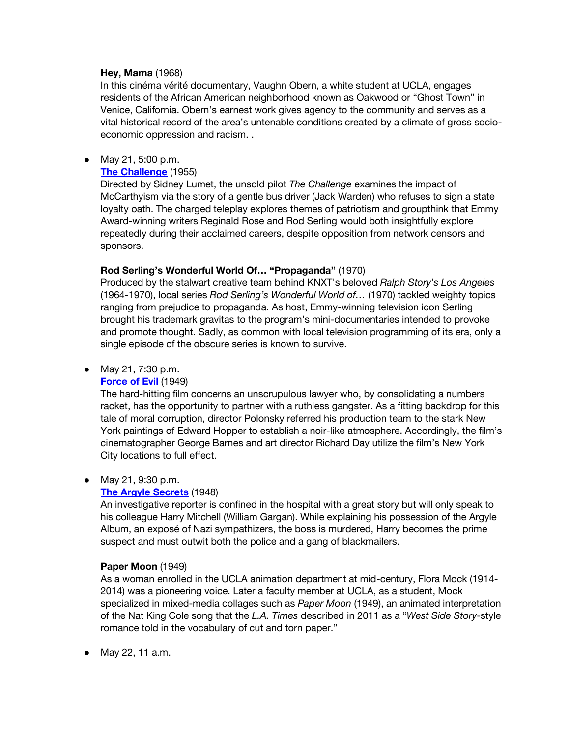**Hey, Mama** (1968)
In this cinéma vérité documentary, Vaughn Obern, a white student at UCLA, engages residents of the African American neighborhood known as Oakwood or "Ghost Town" in Venice, California. Obern's earnest work gives agency to the community and serves as a vital historical record of the area's untenable conditions created by a climate of gross socio-economic oppression and racism. .

- May 21, 5:00 p.m.
  **[The Challenge](#)** (1955)
  Directed by Sidney Lumet, the unsold pilot *The Challenge* examines the impact of McCarthyism via the story of a gentle bus driver (Jack Warden) who refuses to sign a state loyalty oath. The charged teleplay explores themes of patriotism and groupthink that Emmy Award-winning writers Reginald Rose and Rod Serling would both insightfully explore repeatedly during their acclaimed careers, despite opposition from network censors and sponsors.

  **Rod Serling's Wonderful World Of… "Propaganda"** (1970)
  Produced by the stalwart creative team behind KNXT's beloved *Ralph Story's Los Angeles* (1964-1970), local series *Rod Serling's Wonderful World of…* (1970) tackled weighty topics ranging from prejudice to propaganda. As host, Emmy-winning television icon Serling brought his trademark gravitas to the program's mini-documentaries intended to provoke and promote thought. Sadly, as common with local television programming of its era, only a single episode of the obscure series is known to survive.

- May 21, 7:30 p.m.
  **[Force of Evil](#)** (1949)
  The hard-hitting film concerns an unscrupulous lawyer who, by consolidating a numbers racket, has the opportunity to partner with a ruthless gangster. As a fitting backdrop for this tale of moral corruption, director Polonsky referred his production team to the stark New York paintings of Edward Hopper to establish a noir-like atmosphere. Accordingly, the film's cinematographer George Barnes and art director Richard Day utilize the film's New York City locations to full effect.

- May 21, 9:30 p.m.
  **[The Argyle Secrets](#)** (1948)
  An investigative reporter is confined in the hospital with a great story but will only speak to his colleague Harry Mitchell (William Gargan). While explaining his possession of the Argyle Album, an exposé of Nazi sympathizers, the boss is murdered, Harry becomes the prime suspect and must outwit both the police and a gang of blackmailers.

  **Paper Moon** (1949)
  As a woman enrolled in the UCLA animation department at mid-century, Flora Mock (1914-2014) was a pioneering voice. Later a faculty member at UCLA, as a student, Mock specialized in mixed-media collages such as *Paper Moon* (1949), an animated interpretation of the Nat King Cole song that the *L.A. Times* described in 2011 as a "*West Side Story*-style romance told in the vocabulary of cut and torn paper."

- May 22, 11 a.m.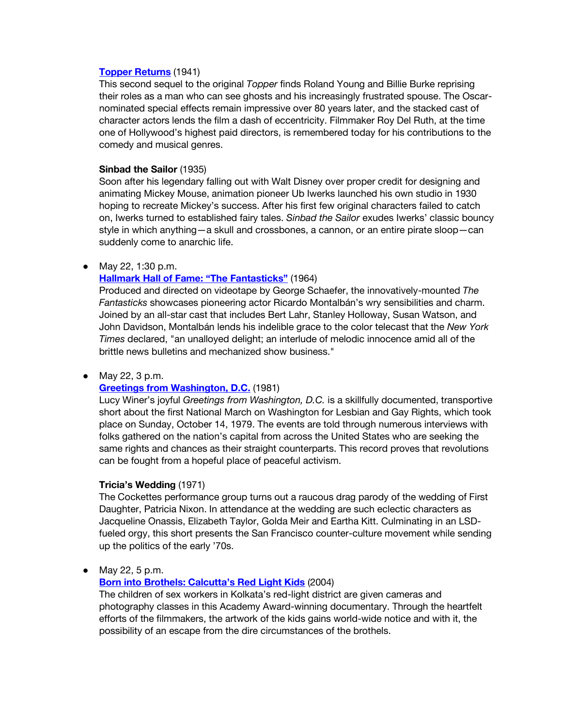**[Topper Returns]** (1941)
This second sequel to the original *Topper* finds Roland Young and Billie Burke reprising their roles as a man who can see ghosts and his increasingly frustrated spouse. The Oscar-nominated special effects remain impressive over 80 years later, and the stacked cast of character actors lends the film a dash of eccentricity. Filmmaker Roy Del Ruth, at the time one of Hollywood's highest paid directors, is remembered today for his contributions to the comedy and musical genres.

**Sinbad the Sailor** (1935)
Soon after his legendary falling out with Walt Disney over proper credit for designing and animating Mickey Mouse, animation pioneer Ub Iwerks launched his own studio in 1930 hoping to recreate Mickey's success. After his first few original characters failed to catch on, Iwerks turned to established fairy tales. *Sinbad the Sailor* exudes Iwerks' classic bouncy style in which anything—a skull and crossbones, a cannon, or an entire pirate sloop—can suddenly come to anarchic life.

- May 22, 1:30 p.m.
  **[Hallmark Hall of Fame: "The Fantasticks"]** (1964)
  Produced and directed on videotape by George Schaefer, the innovatively-mounted *The Fantasticks* showcases pioneering actor Ricardo Montalbán's wry sensibilities and charm. Joined by an all-star cast that includes Bert Lahr, Stanley Holloway, Susan Watson, and John Davidson, Montalbán lends his indelible grace to the color telecast that the *New York Times* declared, "an unalloyed delight; an interlude of melodic innocence amid all of the brittle news bulletins and mechanized show business."

- May 22, 3 p.m.
  **[Greetings from Washington, D.C.]** (1981)
  Lucy Winer's joyful *Greetings from Washington, D.C.* is a skillfully documented, transportive short about the first National March on Washington for Lesbian and Gay Rights, which took place on Sunday, October 14, 1979. The events are told through numerous interviews with folks gathered on the nation's capital from across the United States who are seeking the same rights and chances as their straight counterparts. This record proves that revolutions can be fought from a hopeful place of peaceful activism.

  **Tricia's Wedding** (1971)
  The Cockettes performance group turns out a raucous drag parody of the wedding of First Daughter, Patricia Nixon. In attendance at the wedding are such eclectic characters as Jacqueline Onassis, Elizabeth Taylor, Golda Meir and Eartha Kitt. Culminating in an LSD-fueled orgy, this short presents the San Francisco counter-culture movement while sending up the politics of the early '70s.

- May 22, 5 p.m.
  **[Born into Brothels: Calcutta's Red Light Kids]** (2004)
  The children of sex workers in Kolkata's red-light district are given cameras and photography classes in this Academy Award-winning documentary. Through the heartfelt efforts of the filmmakers, the artwork of the kids gains world-wide notice and with it, the possibility of an escape from the dire circumstances of the brothels.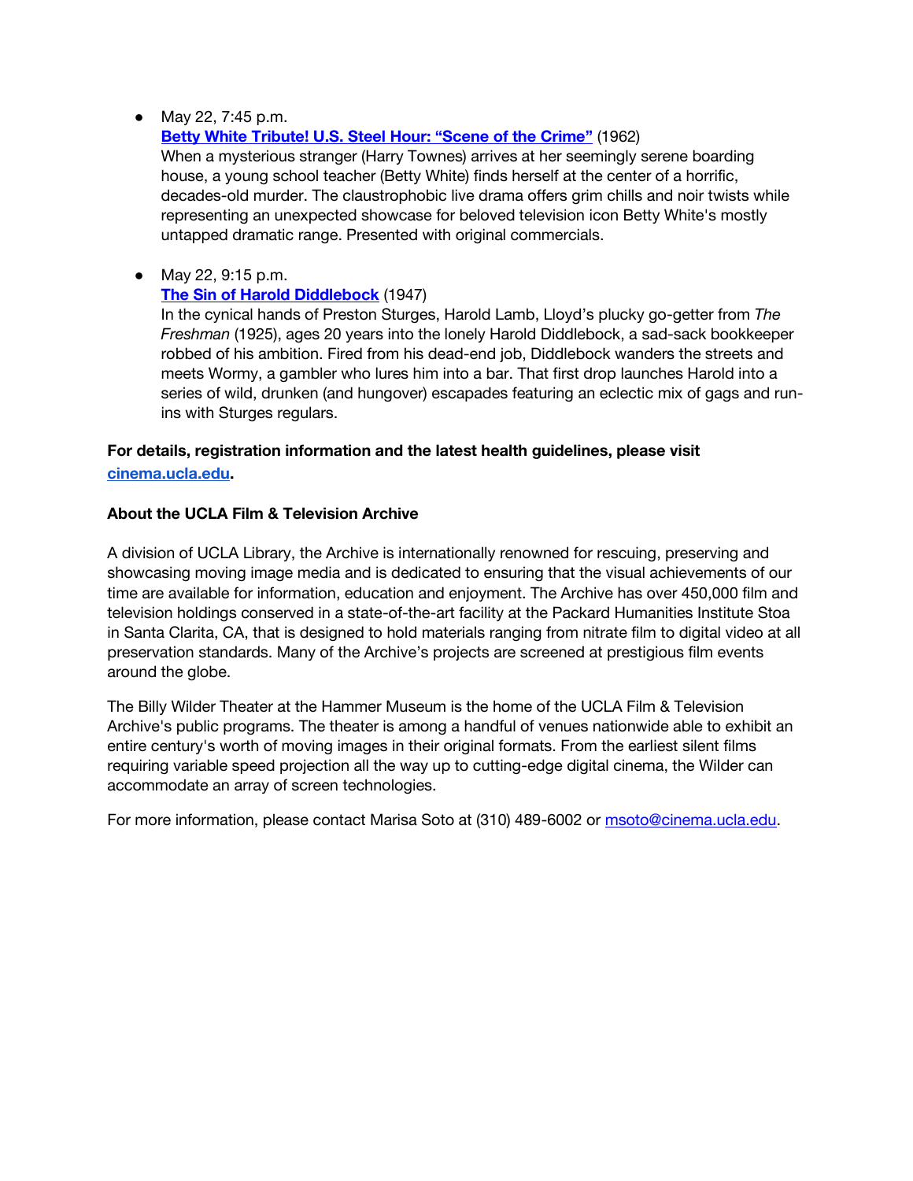- May 22, 7:45 p.m.
  **[Betty White Tribute! U.S. Steel Hour: "Scene of the Crime"]** (1962)
  When a mysterious stranger (Harry Townes) arrives at her seemingly serene boarding house, a young school teacher (Betty White) finds herself at the center of a horrific, decades-old murder. The claustrophobic live drama offers grim chills and noir twists while representing an unexpected showcase for beloved television icon Betty White's mostly untapped dramatic range. Presented with original commercials.

- May 22, 9:15 p.m.
  **[The Sin of Harold Diddlebock]** (1947)
  In the cynical hands of Preston Sturges, Harold Lamb, Lloyd's plucky go-getter from *The Freshman* (1925), ages 20 years into the lonely Harold Diddlebock, a sad-sack bookkeeper robbed of his ambition. Fired from his dead-end job, Diddlebock wanders the streets and meets Wormy, a gambler who lures him into a bar. That first drop launches Harold into a series of wild, drunken (and hungover) escapades featuring an eclectic mix of gags and run-ins with Sturges regulars.

**For details, registration information and the latest health guidelines, please visit cinema.ucla.edu.**

**About the UCLA Film & Television Archive**

A division of UCLA Library, the Archive is internationally renowned for rescuing, preserving and showcasing moving image media and is dedicated to ensuring that the visual achievements of our time are available for information, education and enjoyment. The Archive has over 450,000 film and television holdings conserved in a state-of-the-art facility at the Packard Humanities Institute Stoa in Santa Clarita, CA, that is designed to hold materials ranging from nitrate film to digital video at all preservation standards. Many of the Archive's projects are screened at prestigious film events around the globe.

The Billy Wilder Theater at the Hammer Museum is the home of the UCLA Film & Television Archive's public programs. The theater is among a handful of venues nationwide able to exhibit an entire century's worth of moving images in their original formats. From the earliest silent films requiring variable speed projection all the way up to cutting-edge digital cinema, the Wilder can accommodate an array of screen technologies.

For more information, please contact Marisa Soto at (310) 489-6002 or msoto@cinema.ucla.edu.